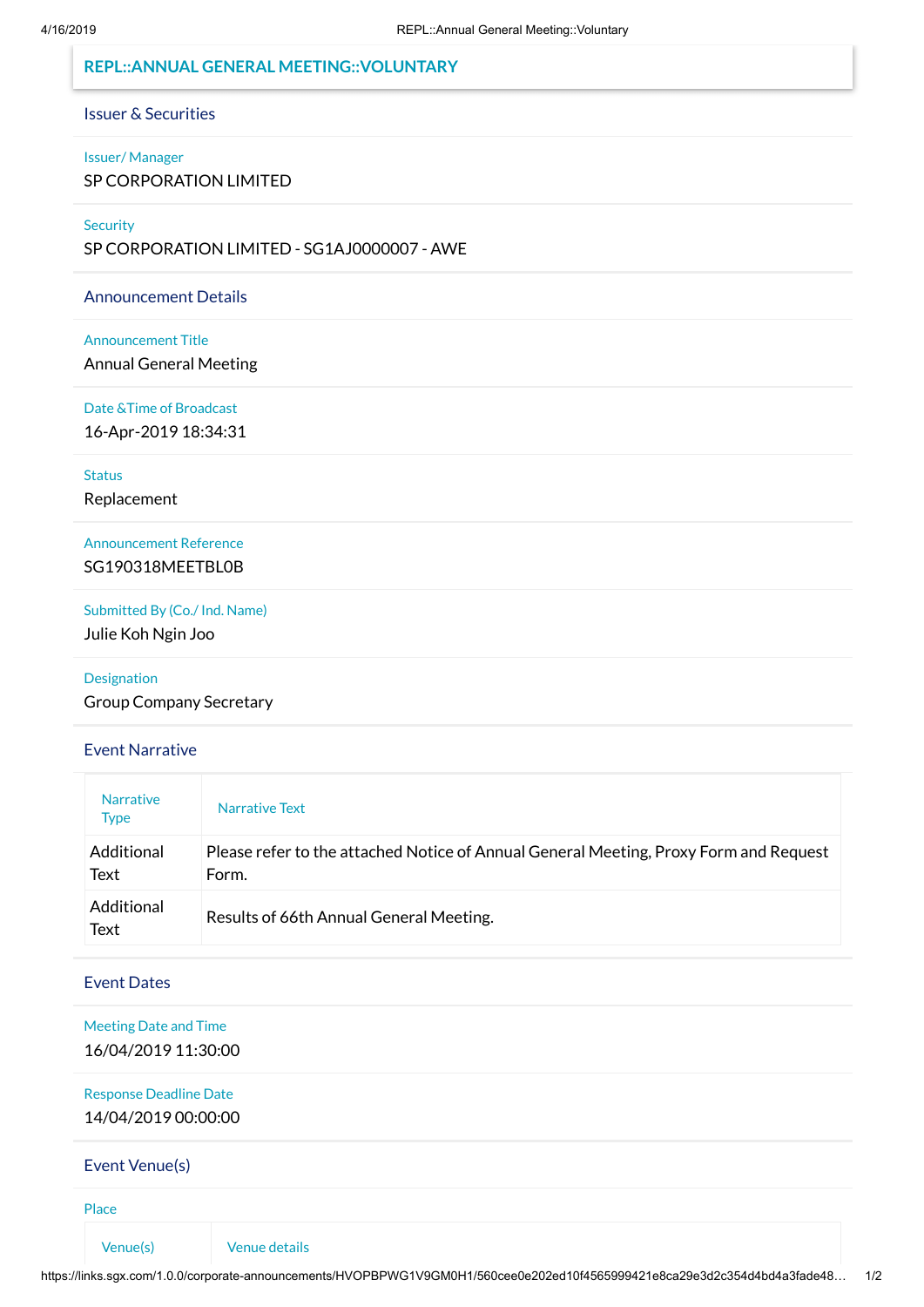# REPL::ANNUAL GENERAL MEETING::VOLUNTARY

## Issuer & Securities

**Issuer/ Manager**

SP CORPORATION LIMITED

**Security**

SP CORPORATION LIMITED - SG1AJ0000007 - AWE

## Announcement Details

**Announcement Title**

Annual General Meeting

**Date &Time of Broadcast**

16-Apr-2019 18:34:31

**Status**

Replacement

**Announcement Reference**

SG190318MEETBL0B

**Submitted By (Co./ Ind. Name)**

Julie Koh Ngin Joo

**Designation**

Group Company Secretary

## Event Narrative

| Narrative Type | Narrative Text |
|---|---|
| Additional Text | Please refer to the attached Notice of Annual General Meeting, Proxy Form and Request Form. |
| Additional Text | Results of 66th Annual General Meeting. |

## Event Dates

**Meeting Date and Time**

16/04/2019 11:30:00

**Response Deadline Date**

14/04/2019 00:00:00

## Event Venue(s)

**Place**

| Venue(s) | Venue details |
|---|---|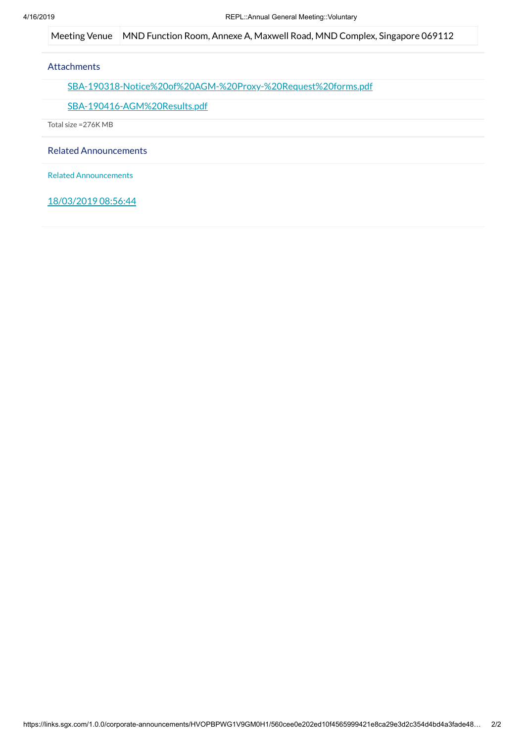| Meeting Venue | MND Function Room, Annexe A, Maxwell Road, MND Complex, Singapore 069112 |
|---|---|

### Attachments

SBA-190318-Notice%20of%20AGM-%20Proxy-%20Request%20forms.pdf

SBA-190416-AGM%20Results.pdf

Total size =276K MB

### Related Announcements

Related Announcements

18/03/2019 08:56:44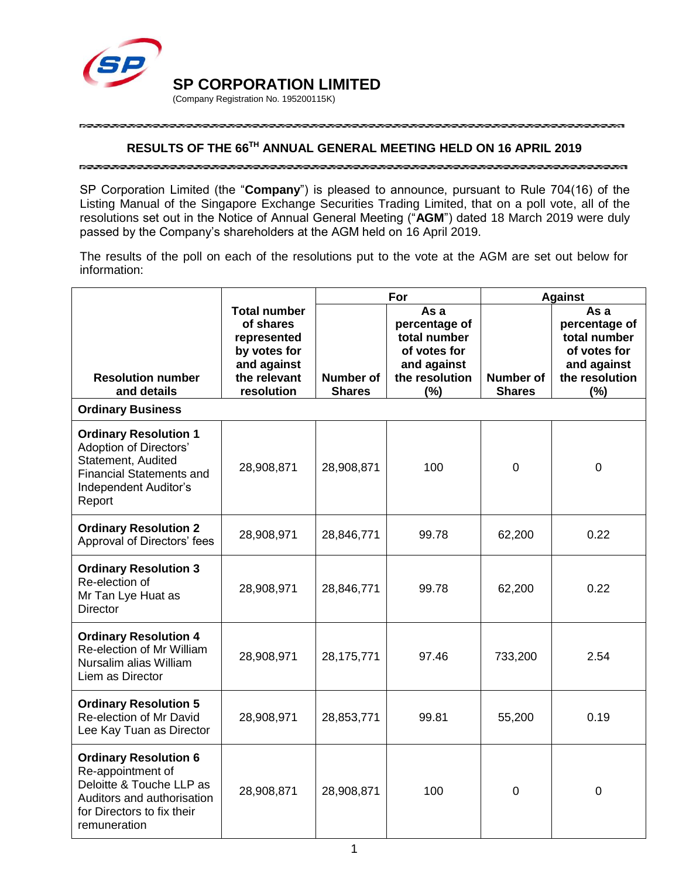# SP CORPORATION LIMITED

(Company Registration No. 195200115K)

## RESULTS OF THE 66TH ANNUAL GENERAL MEETING HELD ON 16 APRIL 2019

SP Corporation Limited (the "**Company**") is pleased to announce, pursuant to Rule 704(16) of the Listing Manual of the Singapore Exchange Securities Trading Limited, that on a poll vote, all of the resolutions set out in the Notice of Annual General Meeting ("**AGM**") dated 18 March 2019 were duly passed by the Company's shareholders at the AGM held on 16 April 2019.

The results of the poll on each of the resolutions put to the vote at the AGM are set out below for information:

| Resolution number and details | Total number of shares represented by votes for and against the relevant resolution | For | | Against | |
|---|---|---|---|---|---|
| | | Number of Shares | As a percentage of total number of votes for and against the resolution (%) | Number of Shares | As a percentage of total number of votes for and against the resolution (%) |
| **Ordinary Business** | | | | | |
| **Ordinary Resolution 1** Adoption of Directors' Statement, Audited Financial Statements and Independent Auditor's Report | 28,908,871 | 28,908,871 | 100 | 0 | 0 |
| **Ordinary Resolution 2** Approval of Directors' fees | 28,908,971 | 28,846,771 | 99.78 | 62,200 | 0.22 |
| **Ordinary Resolution 3** Re-election of Mr Tan Lye Huat as Director | 28,908,971 | 28,846,771 | 99.78 | 62,200 | 0.22 |
| **Ordinary Resolution 4** Re-election of Mr William Nursalim alias William Liem as Director | 28,908,971 | 28,175,771 | 97.46 | 733,200 | 2.54 |
| **Ordinary Resolution 5** Re-election of Mr David Lee Kay Tuan as Director | 28,908,971 | 28,853,771 | 99.81 | 55,200 | 0.19 |
| **Ordinary Resolution 6** Re-appointment of Deloitte & Touche LLP as Auditors and authorisation for Directors to fix their remuneration | 28,908,871 | 28,908,871 | 100 | 0 | 0 |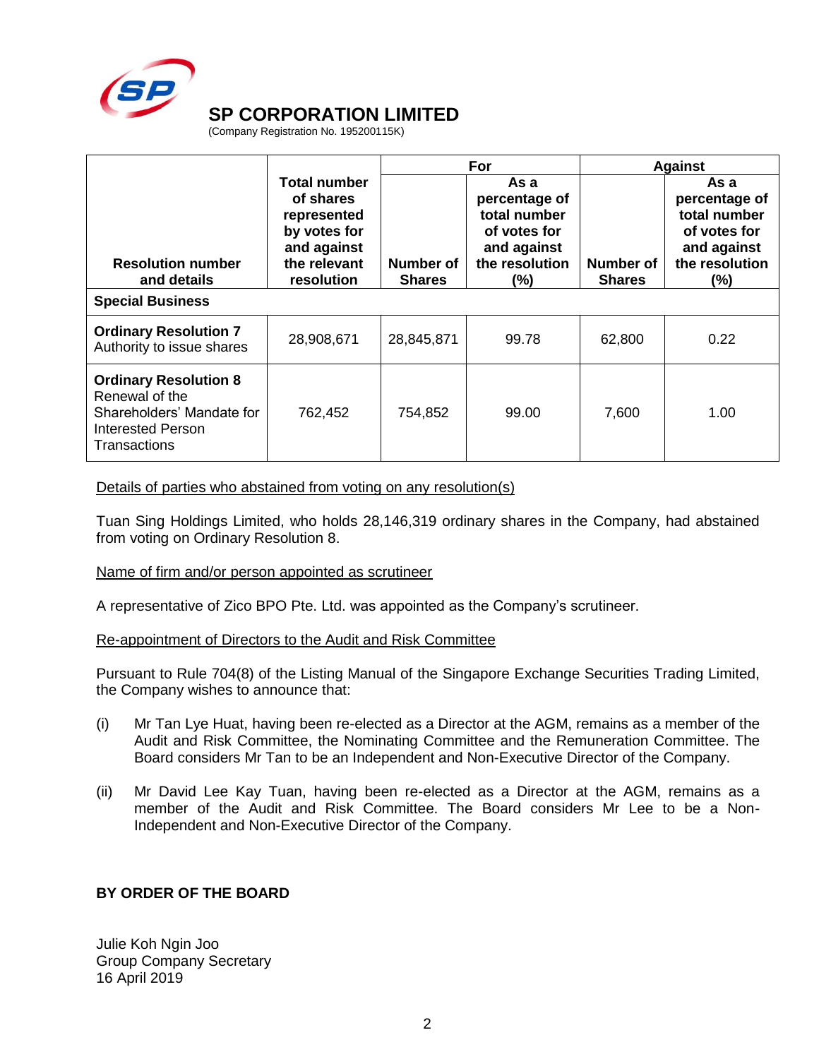# SP CORPORATION LIMITED

(Company Registration No. 195200115K)

| Resolution number and details | Total number of shares represented by votes for and against the relevant resolution | For | | Against | |
|---|---|---|---|---|---|
| | | Number of Shares | As a percentage of total number of votes for and against the resolution (%) | Number of Shares | As a percentage of total number of votes for and against the resolution (%) |
| **Special Business** | | | | | |
| **Ordinary Resolution 7** Authority to issue shares | 28,908,671 | 28,845,871 | 99.78 | 62,800 | 0.22 |
| **Ordinary Resolution 8** Renewal of the Shareholders' Mandate for Interested Person Transactions | 762,452 | 754,852 | 99.00 | 7,600 | 1.00 |

Details of parties who abstained from voting on any resolution(s)

Tuan Sing Holdings Limited, who holds 28,146,319 ordinary shares in the Company, had abstained from voting on Ordinary Resolution 8.

Name of firm and/or person appointed as scrutineer

A representative of Zico BPO Pte. Ltd. was appointed as the Company's scrutineer.

Re-appointment of Directors to the Audit and Risk Committee

Pursuant to Rule 704(8) of the Listing Manual of the Singapore Exchange Securities Trading Limited, the Company wishes to announce that:

(i) Mr Tan Lye Huat, having been re-elected as a Director at the AGM, remains as a member of the Audit and Risk Committee, the Nominating Committee and the Remuneration Committee. The Board considers Mr Tan to be an Independent and Non-Executive Director of the Company.

(ii) Mr David Lee Kay Tuan, having been re-elected as a Director at the AGM, remains as a member of the Audit and Risk Committee. The Board considers Mr Lee to be a Non-Independent and Non-Executive Director of the Company.

**BY ORDER OF THE BOARD**

Julie Koh Ngin Joo
Group Company Secretary
16 April 2019